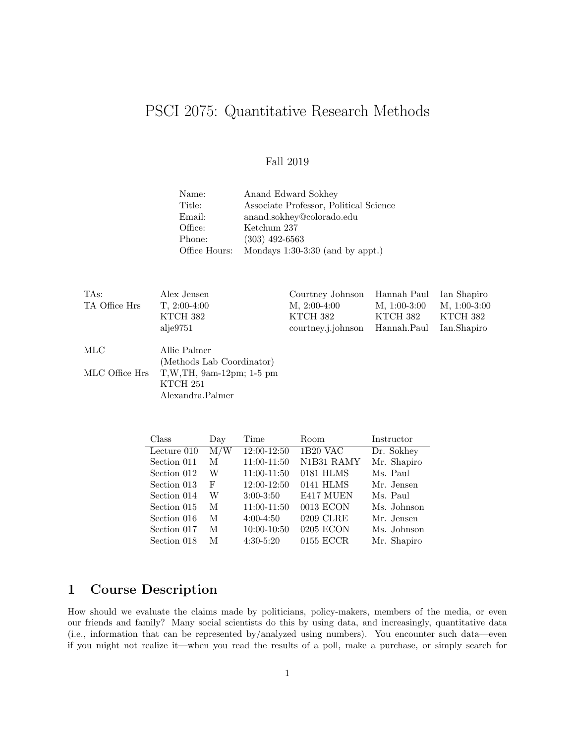# PSCI 2075: Quantitative Research Methods

Fall 2019

| | |
|---|---|
| Name: | Anand Edward Sokhey |
| Title: | Associate Professor, Political Science |
| Email: | anand.sokhey@colorado.edu |
| Office: | Ketchum 237 |
| Phone: | (303) 492-6563 |
| Office Hours: | Mondays 1:30-3:30 (and by appt.) |

| TAs: | Alex Jensen | Courtney Johnson | Hannah Paul | Ian Shapiro |
|---|---|---|---|---|
| TA Office Hrs | T, 2:00-4:00 | M, 2:00-4:00 | M, 1:00-3:00 | M, 1:00-3:00 |
| | KTCH 382 | KTCH 382 | KTCH 382 | KTCH 382 |
| | alje9751 | courtney.j.johnson | Hannah.Paul | Ian.Shapiro |

| | |
|---|---|
| MLC | Allie Palmer |
| | (Methods Lab Coordinator) |
| MLC Office Hrs | T,W,TH, 9am-12pm; 1-5 pm |
| | KTCH 251 |
| | Alexandra.Palmer |

| Class | Day | Time | Room | Instructor |
|---|---|---|---|---|
| Lecture 010 | M/W | 12:00-12:50 | 1B20 VAC | Dr. Sokhey |
| Section 011 | M | 11:00-11:50 | N1B31 RAMY | Mr. Shapiro |
| Section 012 | W | 11:00-11:50 | 0181 HLMS | Ms. Paul |
| Section 013 | F | 12:00-12:50 | 0141 HLMS | Mr. Jensen |
| Section 014 | W | 3:00-3:50 | E417 MUEN | Ms. Paul |
| Section 015 | M | 11:00-11:50 | 0013 ECON | Ms. Johnson |
| Section 016 | M | 4:00-4:50 | 0209 CLRE | Mr. Jensen |
| Section 017 | M | 10:00-10:50 | 0205 ECON | Ms. Johnson |
| Section 018 | M | 4:30-5:20 | 0155 ECCR | Mr. Shapiro |

## 1 Course Description

How should we evaluate the claims made by politicians, policy-makers, members of the media, or even our friends and family? Many social scientists do this by using data, and increasingly, quantitative data (i.e., information that can be represented by/analyzed using numbers). You encounter such data—even if you might not realize it—when you read the results of a poll, make a purchase, or simply search for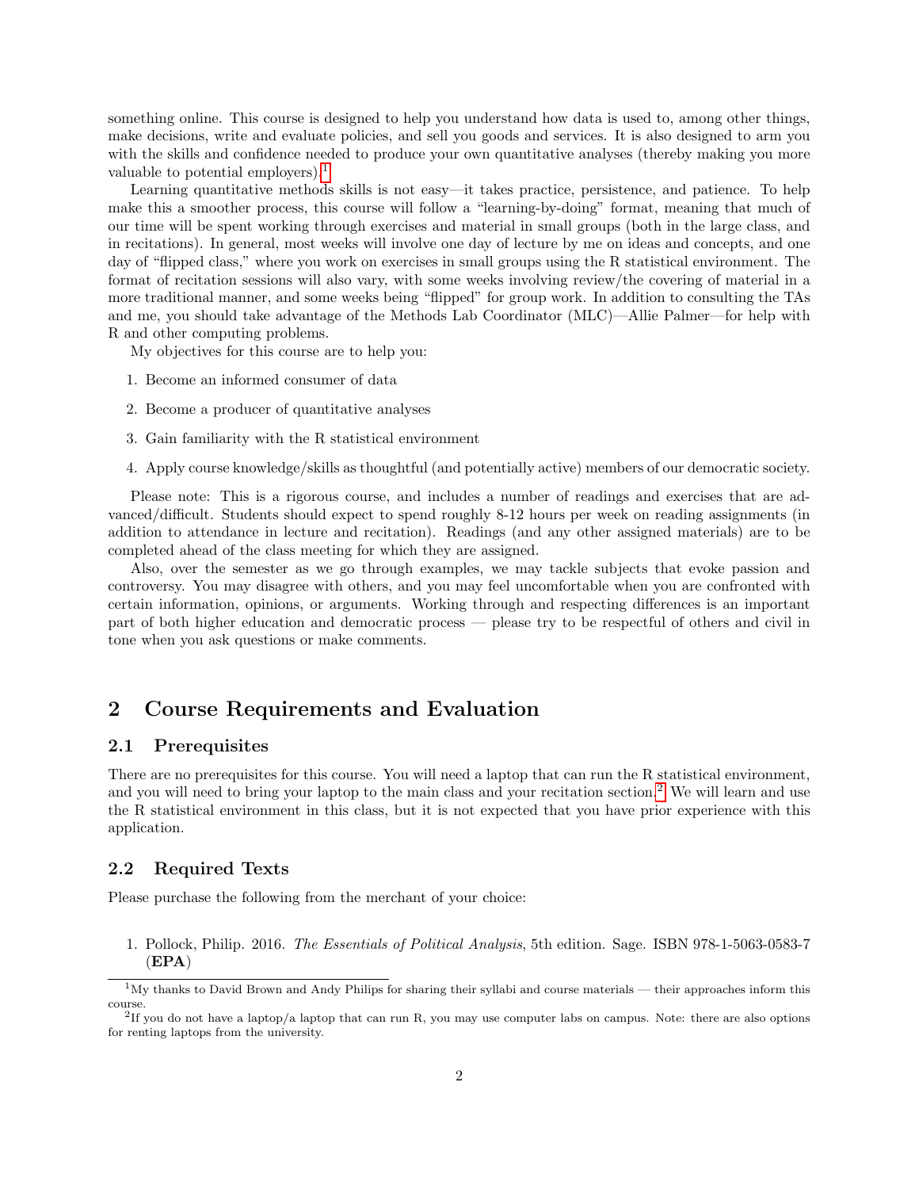something online. This course is designed to help you understand how data is used to, among other things, make decisions, write and evaluate policies, and sell you goods and services. It is also designed to arm you with the skills and confidence needed to produce your own quantitative analyses (thereby making you more valuable to potential employers).[1]

Learning quantitative methods skills is not easy—it takes practice, persistence, and patience. To help make this a smoother process, this course will follow a "learning-by-doing" format, meaning that much of our time will be spent working through exercises and material in small groups (both in the large class, and in recitations). In general, most weeks will involve one day of lecture by me on ideas and concepts, and one day of "flipped class," where you work on exercises in small groups using the R statistical environment. The format of recitation sessions will also vary, with some weeks involving review/the covering of material in a more traditional manner, and some weeks being "flipped" for group work. In addition to consulting the TAs and me, you should take advantage of the Methods Lab Coordinator (MLC)—Allie Palmer—for help with R and other computing problems.

My objectives for this course are to help you:

1. Become an informed consumer of data
2. Become a producer of quantitative analyses
3. Gain familiarity with the R statistical environment
4. Apply course knowledge/skills as thoughtful (and potentially active) members of our democratic society.

Please note: This is a rigorous course, and includes a number of readings and exercises that are advanced/difficult. Students should expect to spend roughly 8-12 hours per week on reading assignments (in addition to attendance in lecture and recitation). Readings (and any other assigned materials) are to be completed ahead of the class meeting for which they are assigned.

Also, over the semester as we go through examples, we may tackle subjects that evoke passion and controversy. You may disagree with others, and you may feel uncomfortable when you are confronted with certain information, opinions, or arguments. Working through and respecting differences is an important part of both higher education and democratic process — please try to be respectful of others and civil in tone when you ask questions or make comments.

## 2 Course Requirements and Evaluation

### 2.1 Prerequisites

There are no prerequisites for this course. You will need a laptop that can run the R statistical environment, and you will need to bring your laptop to the main class and your recitation section.[2] We will learn and use the R statistical environment in this class, but it is not expected that you have prior experience with this application.

### 2.2 Required Texts

Please purchase the following from the merchant of your choice:

1. Pollock, Philip. 2016. *The Essentials of Political Analysis*, 5th edition. Sage. ISBN 978-1-5063-0583-7 (**EPA**)

---

[1] My thanks to David Brown and Andy Philips for sharing their syllabi and course materials — their approaches inform this course.

[2] If you do not have a laptop/a laptop that can run R, you may use computer labs on campus. Note: there are also options for renting laptops from the university.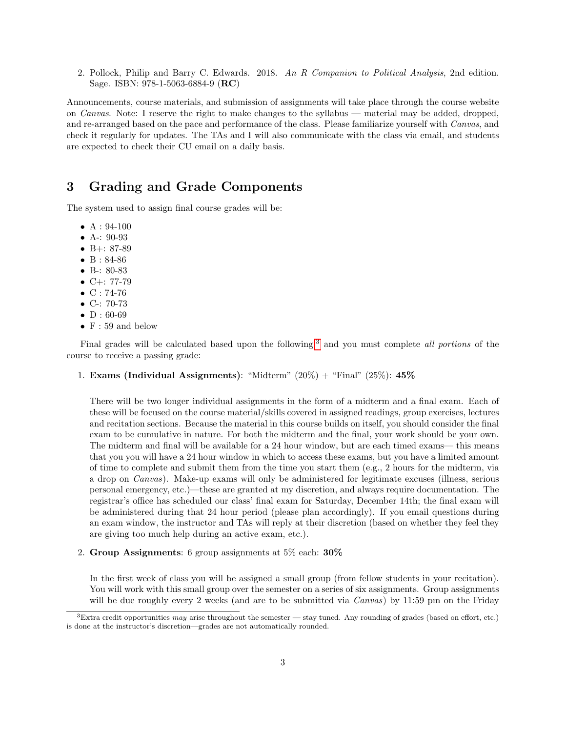2. Pollock, Philip and Barry C. Edwards. 2018. *An R Companion to Political Analysis*, 2nd edition. Sage. ISBN: 978-1-5063-6884-9 (**RC**)

Announcements, course materials, and submission of assignments will take place through the course website on *Canvas*. Note: I reserve the right to make changes to the syllabus — material may be added, dropped, and re-arranged based on the pace and performance of the class. Please familiarize yourself with *Canvas*, and check it regularly for updates. The TAs and I will also communicate with the class via email, and students are expected to check their CU email on a daily basis.

## 3 Grading and Grade Components

The system used to assign final course grades will be:

- A : 94-100
- A-: 90-93
- B+: 87-89
- B : 84-86
- B-: 80-83
- C+: 77-79
- C : 74-76
- C-: 70-73
- D : 60-69
- F : 59 and below

Final grades will be calculated based upon the following[3] and you must complete *all portions* of the course to receive a passing grade:

1. **Exams (Individual Assignments)**: "Midterm" (20%) + "Final" (25%): **45%**

   There will be two longer individual assignments in the form of a midterm and a final exam. Each of these will be focused on the course material/skills covered in assigned readings, group exercises, lectures and recitation sections. Because the material in this course builds on itself, you should consider the final exam to be cumulative in nature. For both the midterm and the final, your work should be your own. The midterm and final will be available for a 24 hour window, but are each timed exams— this means that you you will have a 24 hour window in which to access these exams, but you have a limited amount of time to complete and submit them from the time you start them (e.g., 2 hours for the midterm, via a drop on *Canvas*). Make-up exams will only be administered for legitimate excuses (illness, serious personal emergency, etc.)—these are granted at my discretion, and always require documentation. The registrar's office has scheduled our class' final exam for Saturday, December 14th; the final exam will be administered during that 24 hour period (please plan accordingly). If you email questions during an exam window, the instructor and TAs will reply at their discretion (based on whether they feel they are giving too much help during an active exam, etc.).

2. **Group Assignments**: 6 group assignments at 5% each: **30%**

   In the first week of class you will be assigned a small group (from fellow students in your recitation). You will work with this small group over the semester on a series of six assignments. Group assignments will be due roughly every 2 weeks (and are to be submitted via *Canvas*) by 11:59 pm on the Friday

[3] Extra credit opportunities *may* arise throughout the semester — stay tuned. Any rounding of grades (based on effort, etc.) is done at the instructor's discretion—grades are not automatically rounded.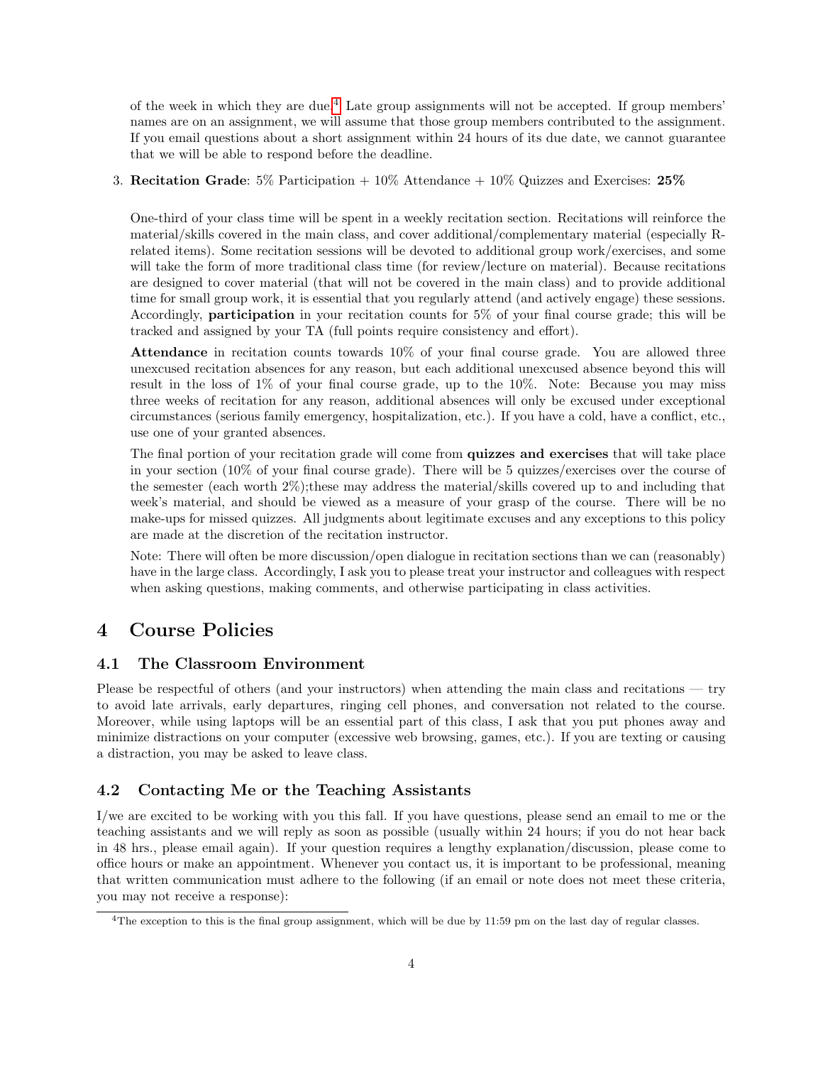of the week in which they are due.[4] Late group assignments will not be accepted. If group members' names are on an assignment, we will assume that those group members contributed to the assignment. If you email questions about a short assignment within 24 hours of its due date, we cannot guarantee that we will be able to respond before the deadline.

3. **Recitation Grade**: 5% Participation + 10% Attendance + 10% Quizzes and Exercises: **25%**

   One-third of your class time will be spent in a weekly recitation section. Recitations will reinforce the material/skills covered in the main class, and cover additional/complementary material (especially R-related items). Some recitation sessions will be devoted to additional group work/exercises, and some will take the form of more traditional class time (for review/lecture on material). Because recitations are designed to cover material (that will not be covered in the main class) and to provide additional time for small group work, it is essential that you regularly attend (and actively engage) these sessions. Accordingly, **participation** in your recitation counts for 5% of your final course grade; this will be tracked and assigned by your TA (full points require consistency and effort).

   **Attendance** in recitation counts towards 10% of your final course grade. You are allowed three unexcused recitation absences for any reason, but each additional unexcused absence beyond this will result in the loss of 1% of your final course grade, up to the 10%. Note: Because you may miss three weeks of recitation for any reason, additional absences will only be excused under exceptional circumstances (serious family emergency, hospitalization, etc.). If you have a cold, have a conflict, etc., use one of your granted absences.

   The final portion of your recitation grade will come from **quizzes and exercises** that will take place in your section (10% of your final course grade). There will be 5 quizzes/exercises over the course of the semester (each worth 2%);these may address the material/skills covered up to and including that week's material, and should be viewed as a measure of your grasp of the course. There will be no make-ups for missed quizzes. All judgments about legitimate excuses and any exceptions to this policy are made at the discretion of the recitation instructor.

   Note: There will often be more discussion/open dialogue in recitation sections than we can (reasonably) have in the large class. Accordingly, I ask you to please treat your instructor and colleagues with respect when asking questions, making comments, and otherwise participating in class activities.

# 4 Course Policies

## 4.1 The Classroom Environment

Please be respectful of others (and your instructors) when attending the main class and recitations — try to avoid late arrivals, early departures, ringing cell phones, and conversation not related to the course. Moreover, while using laptops will be an essential part of this class, I ask that you put phones away and minimize distractions on your computer (excessive web browsing, games, etc.). If you are texting or causing a distraction, you may be asked to leave class.

## 4.2 Contacting Me or the Teaching Assistants

I/we are excited to be working with you this fall. If you have questions, please send an email to me or the teaching assistants and we will reply as soon as possible (usually within 24 hours; if you do not hear back in 48 hrs., please email again). If your question requires a lengthy explanation/discussion, please come to office hours or make an appointment. Whenever you contact us, it is important to be professional, meaning that written communication must adhere to the following (if an email or note does not meet these criteria, you may not receive a response):

[4] The exception to this is the final group assignment, which will be due by 11:59 pm on the last day of regular classes.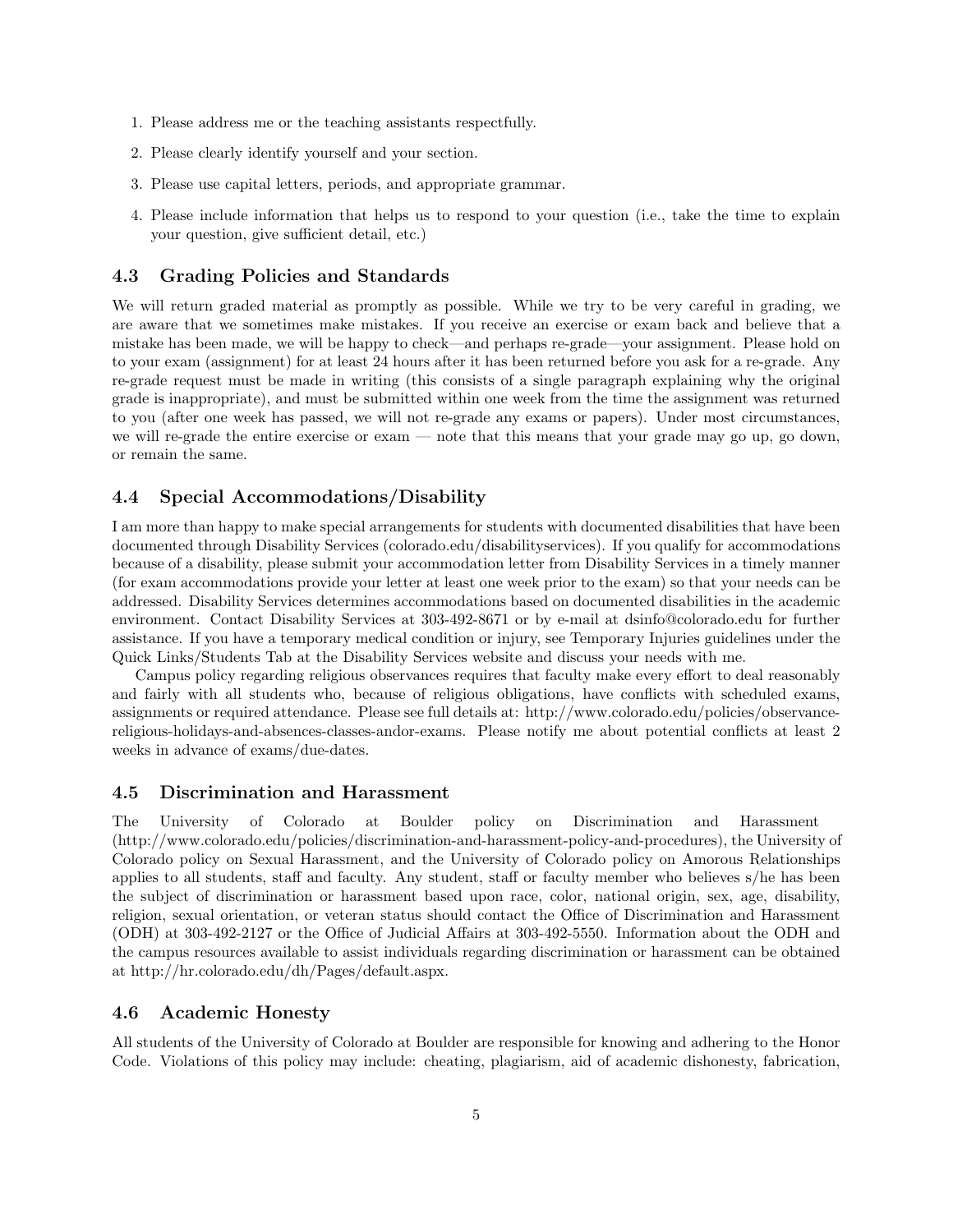1. Please address me or the teaching assistants respectfully.
2. Please clearly identify yourself and your section.
3. Please use capital letters, periods, and appropriate grammar.
4. Please include information that helps us to respond to your question (i.e., take the time to explain your question, give sufficient detail, etc.)

### 4.3 Grading Policies and Standards

We will return graded material as promptly as possible. While we try to be very careful in grading, we are aware that we sometimes make mistakes. If you receive an exercise or exam back and believe that a mistake has been made, we will be happy to check—and perhaps re-grade—your assignment. Please hold on to your exam (assignment) for at least 24 hours after it has been returned before you ask for a re-grade. Any re-grade request must be made in writing (this consists of a single paragraph explaining why the original grade is inappropriate), and must be submitted within one week from the time the assignment was returned to you (after one week has passed, we will not re-grade any exams or papers). Under most circumstances, we will re-grade the entire exercise or exam — note that this means that your grade may go up, go down, or remain the same.

### 4.4 Special Accommodations/Disability

I am more than happy to make special arrangements for students with documented disabilities that have been documented through Disability Services (colorado.edu/disabilityservices). If you qualify for accommodations because of a disability, please submit your accommodation letter from Disability Services in a timely manner (for exam accommodations provide your letter at least one week prior to the exam) so that your needs can be addressed. Disability Services determines accommodations based on documented disabilities in the academic environment. Contact Disability Services at 303-492-8671 or by e-mail at dsinfo@colorado.edu for further assistance. If you have a temporary medical condition or injury, see Temporary Injuries guidelines under the Quick Links/Students Tab at the Disability Services website and discuss your needs with me.

Campus policy regarding religious observances requires that faculty make every effort to deal reasonably and fairly with all students who, because of religious obligations, have conflicts with scheduled exams, assignments or required attendance. Please see full details at: http://www.colorado.edu/policies/observance-religious-holidays-and-absences-classes-andor-exams. Please notify me about potential conflicts at least 2 weeks in advance of exams/due-dates.

### 4.5 Discrimination and Harassment

The University of Colorado at Boulder policy on Discrimination and Harassment (http://www.colorado.edu/policies/discrimination-and-harassment-policy-and-procedures), the University of Colorado policy on Sexual Harassment, and the University of Colorado policy on Amorous Relationships applies to all students, staff and faculty. Any student, staff or faculty member who believes s/he has been the subject of discrimination or harassment based upon race, color, national origin, sex, age, disability, religion, sexual orientation, or veteran status should contact the Office of Discrimination and Harassment (ODH) at 303-492-2127 or the Office of Judicial Affairs at 303-492-5550. Information about the ODH and the campus resources available to assist individuals regarding discrimination or harassment can be obtained at http://hr.colorado.edu/dh/Pages/default.aspx.

### 4.6 Academic Honesty

All students of the University of Colorado at Boulder are responsible for knowing and adhering to the Honor Code. Violations of this policy may include: cheating, plagiarism, aid of academic dishonesty, fabrication,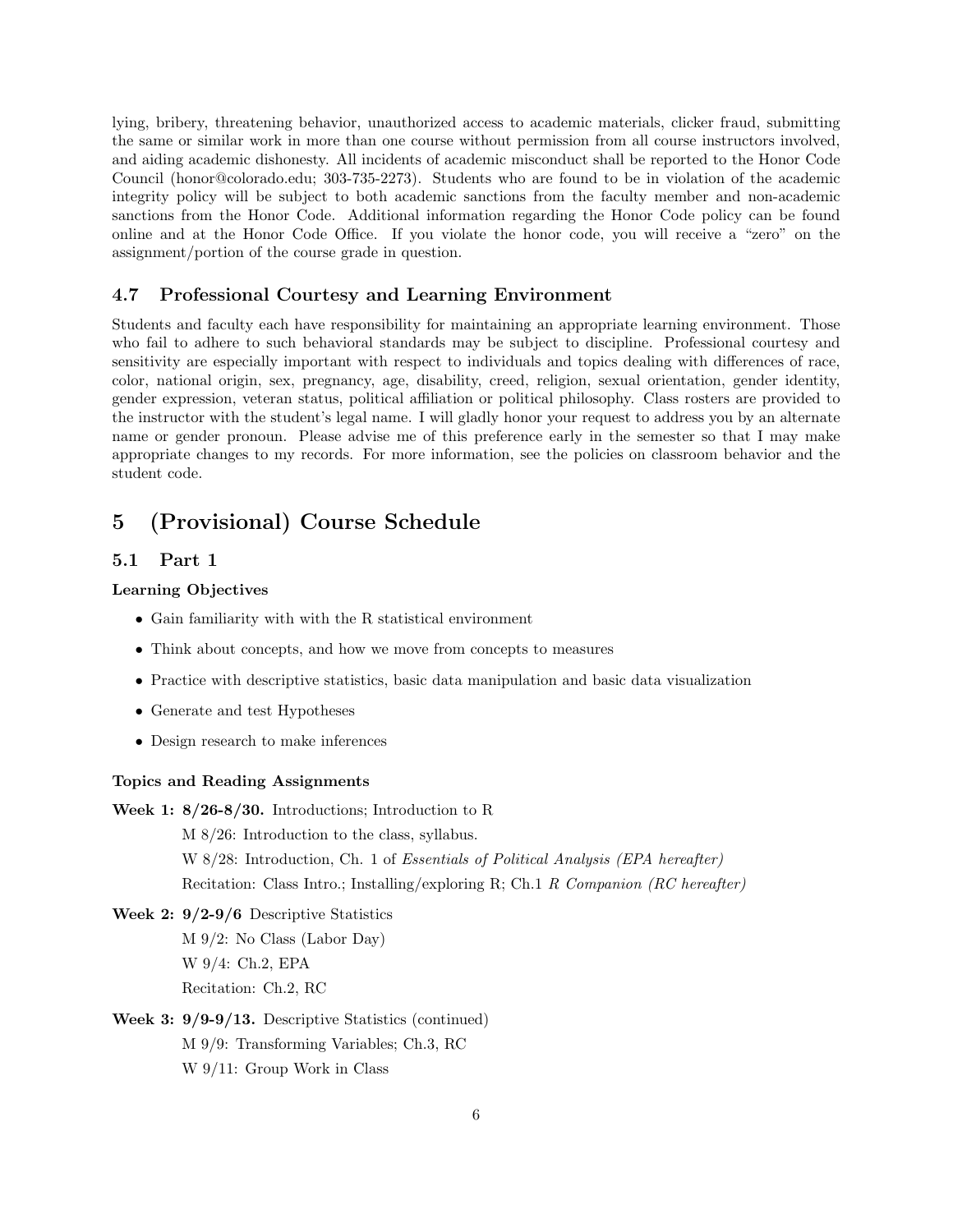lying, bribery, threatening behavior, unauthorized access to academic materials, clicker fraud, submitting the same or similar work in more than one course without permission from all course instructors involved, and aiding academic dishonesty. All incidents of academic misconduct shall be reported to the Honor Code Council (honor@colorado.edu; 303-735-2273). Students who are found to be in violation of the academic integrity policy will be subject to both academic sanctions from the faculty member and non-academic sanctions from the Honor Code. Additional information regarding the Honor Code policy can be found online and at the Honor Code Office. If you violate the honor code, you will receive a "zero" on the assignment/portion of the course grade in question.

### 4.7 Professional Courtesy and Learning Environment

Students and faculty each have responsibility for maintaining an appropriate learning environment. Those who fail to adhere to such behavioral standards may be subject to discipline. Professional courtesy and sensitivity are especially important with respect to individuals and topics dealing with differences of race, color, national origin, sex, pregnancy, age, disability, creed, religion, sexual orientation, gender identity, gender expression, veteran status, political affiliation or political philosophy. Class rosters are provided to the instructor with the student's legal name. I will gladly honor your request to address you by an alternate name or gender pronoun. Please advise me of this preference early in the semester so that I may make appropriate changes to my records. For more information, see the policies on classroom behavior and the student code.

## 5 (Provisional) Course Schedule

### 5.1 Part 1

**Learning Objectives**

- Gain familiarity with with the R statistical environment
- Think about concepts, and how we move from concepts to measures
- Practice with descriptive statistics, basic data manipulation and basic data visualization
- Generate and test Hypotheses
- Design research to make inferences

**Topics and Reading Assignments**

**Week 1: 8/26-8/30.** Introductions; Introduction to R

M 8/26: Introduction to the class, syllabus.

W 8/28: Introduction, Ch. 1 of *Essentials of Political Analysis (EPA hereafter)*

Recitation: Class Intro.; Installing/exploring R; Ch.1 *R Companion (RC hereafter)*

**Week 2: 9/2-9/6** Descriptive Statistics

M 9/2: No Class (Labor Day)

W 9/4: Ch.2, EPA

Recitation: Ch.2, RC

**Week 3: 9/9-9/13.** Descriptive Statistics (continued)

M 9/9: Transforming Variables; Ch.3, RC

W 9/11: Group Work in Class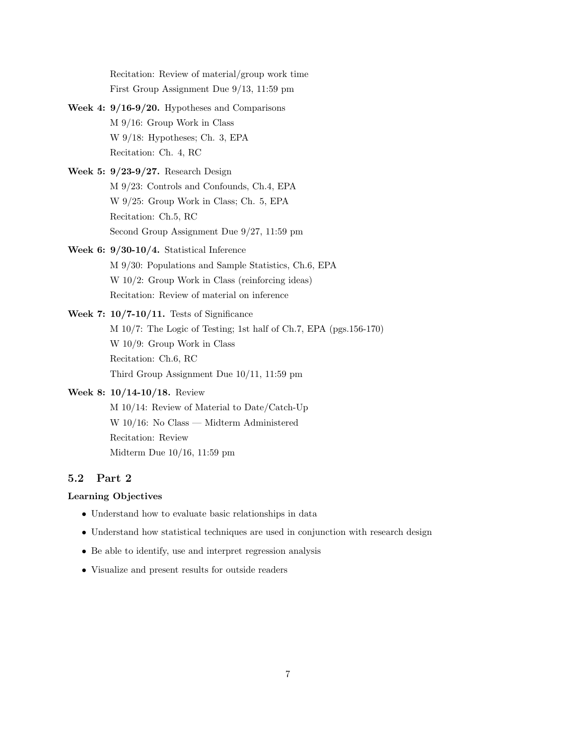Recitation: Review of material/group work time
First Group Assignment Due 9/13, 11:59 pm

**Week 4: 9/16-9/20.** Hypotheses and Comparisons
M 9/16: Group Work in Class
W 9/18: Hypotheses; Ch. 3, EPA
Recitation: Ch. 4, RC

**Week 5: 9/23-9/27.** Research Design
M 9/23: Controls and Confounds, Ch.4, EPA
W 9/25: Group Work in Class; Ch. 5, EPA
Recitation: Ch.5, RC
Second Group Assignment Due 9/27, 11:59 pm

**Week 6: 9/30-10/4.** Statistical Inference
M 9/30: Populations and Sample Statistics, Ch.6, EPA
W 10/2: Group Work in Class (reinforcing ideas)
Recitation: Review of material on inference

**Week 7: 10/7-10/11.** Tests of Significance
M 10/7: The Logic of Testing; 1st half of Ch.7, EPA (pgs.156-170)
W 10/9: Group Work in Class
Recitation: Ch.6, RC
Third Group Assignment Due 10/11, 11:59 pm

**Week 8: 10/14-10/18.** Review
M 10/14: Review of Material to Date/Catch-Up
W 10/16: No Class — Midterm Administered
Recitation: Review
Midterm Due 10/16, 11:59 pm

## 5.2 Part 2

**Learning Objectives**

- Understand how to evaluate basic relationships in data
- Understand how statistical techniques are used in conjunction with research design
- Be able to identify, use and interpret regression analysis
- Visualize and present results for outside readers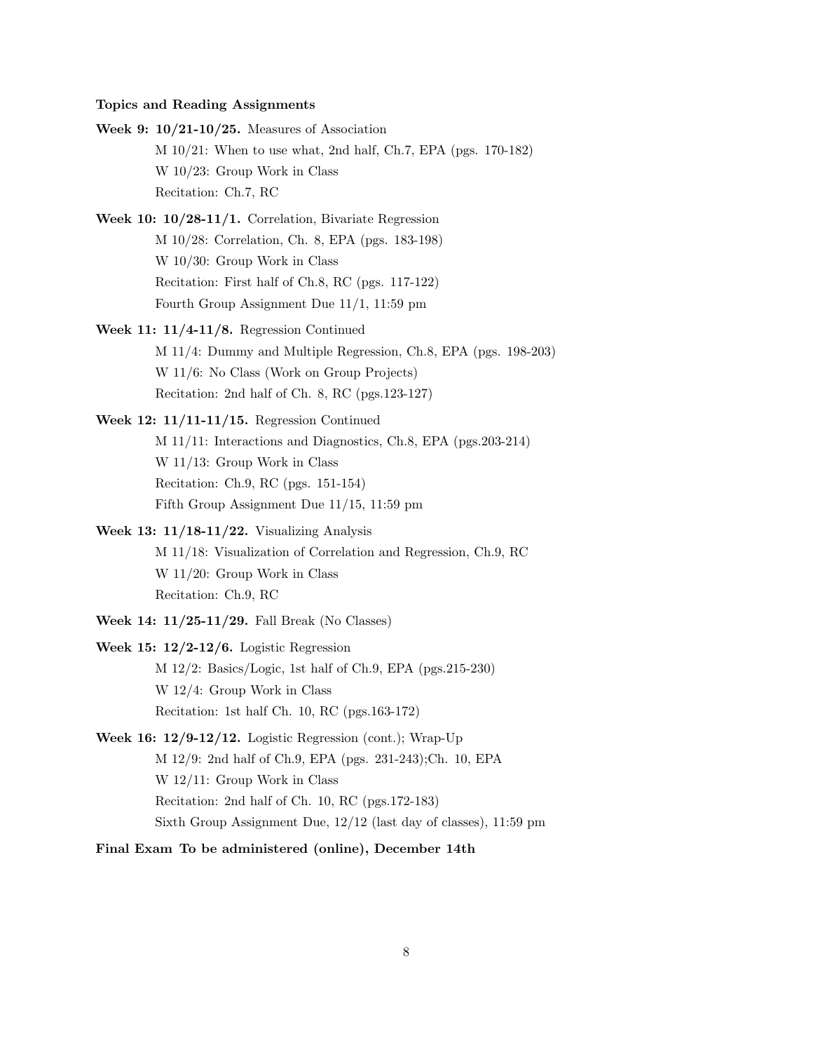**Topics and Reading Assignments**

**Week 9: 10/21-10/25.** Measures of Association

M 10/21: When to use what, 2nd half, Ch.7, EPA (pgs. 170-182)

W 10/23: Group Work in Class

Recitation: Ch.7, RC

**Week 10: 10/28-11/1.** Correlation, Bivariate Regression

M 10/28: Correlation, Ch. 8, EPA (pgs. 183-198)

W 10/30: Group Work in Class

Recitation: First half of Ch.8, RC (pgs. 117-122)

Fourth Group Assignment Due 11/1, 11:59 pm

**Week 11: 11/4-11/8.** Regression Continued

M 11/4: Dummy and Multiple Regression, Ch.8, EPA (pgs. 198-203)

W 11/6: No Class (Work on Group Projects)

Recitation: 2nd half of Ch. 8, RC (pgs.123-127)

**Week 12: 11/11-11/15.** Regression Continued

M 11/11: Interactions and Diagnostics, Ch.8, EPA (pgs.203-214)

W 11/13: Group Work in Class

Recitation: Ch.9, RC (pgs. 151-154)

Fifth Group Assignment Due 11/15, 11:59 pm

**Week 13: 11/18-11/22.** Visualizing Analysis

M 11/18: Visualization of Correlation and Regression, Ch.9, RC

W 11/20: Group Work in Class

Recitation: Ch.9, RC

**Week 14: 11/25-11/29.** Fall Break (No Classes)

**Week 15: 12/2-12/6.** Logistic Regression

M 12/2: Basics/Logic, 1st half of Ch.9, EPA (pgs.215-230)

W 12/4: Group Work in Class

Recitation: 1st half Ch. 10, RC (pgs.163-172)

**Week 16: 12/9-12/12.** Logistic Regression (cont.); Wrap-Up

M 12/9: 2nd half of Ch.9, EPA (pgs. 231-243);Ch. 10, EPA

W 12/11: Group Work in Class

Recitation: 2nd half of Ch. 10, RC (pgs.172-183)

Sixth Group Assignment Due, 12/12 (last day of classes), 11:59 pm

**Final Exam To be administered (online), December 14th**